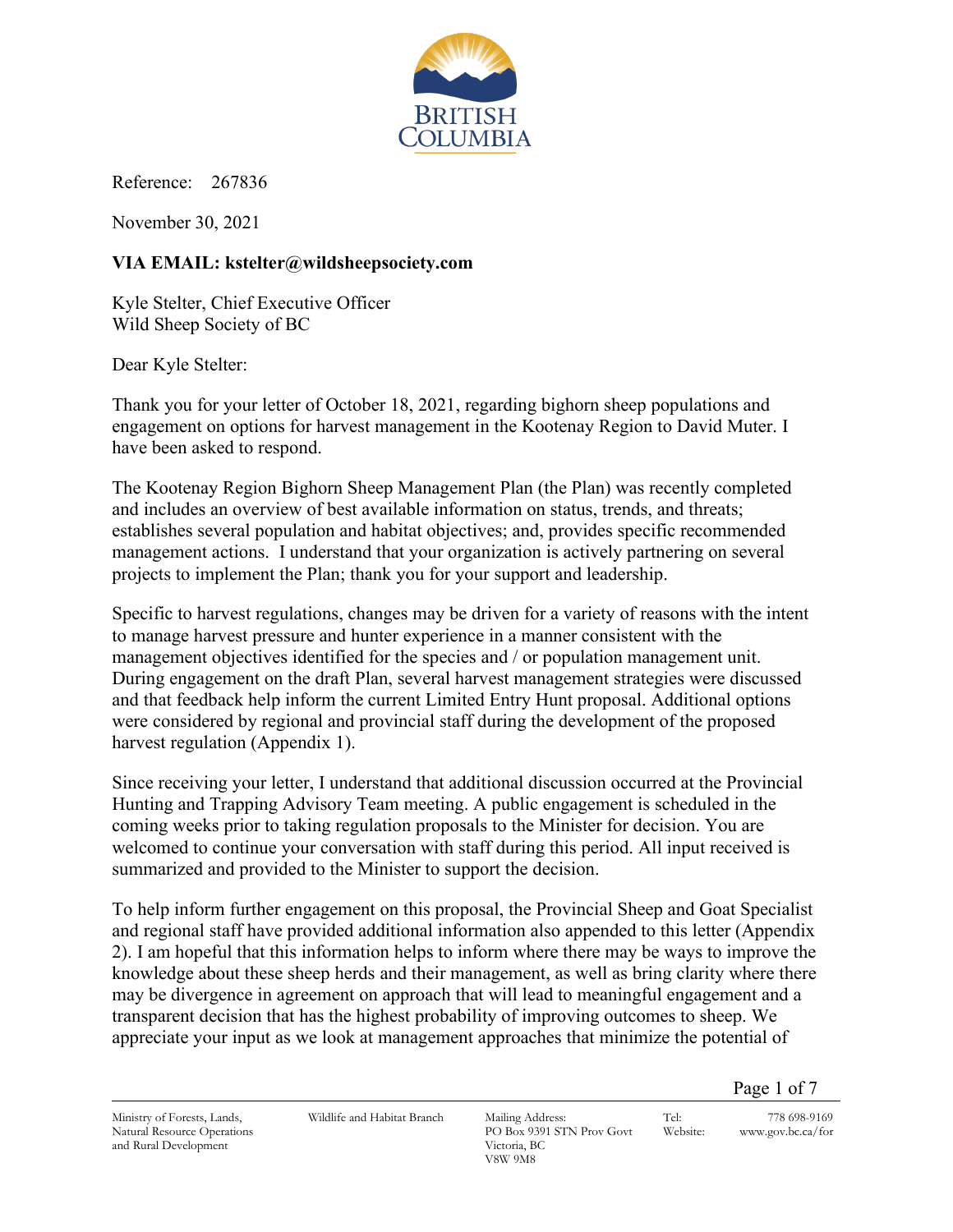BRITISH COLUMBIA

Reference: 267836

November 30, 2021

**VIA EMAIL: kstelter@wildsheepsociety.com**

Kyle Stelter, Chief Executive Officer
Wild Sheep Society of BC

Dear Kyle Stelter:

Thank you for your letter of October 18, 2021, regarding bighorn sheep populations and engagement on options for harvest management in the Kootenay Region to David Muter. I have been asked to respond.

The Kootenay Region Bighorn Sheep Management Plan (the Plan) was recently completed and includes an overview of best available information on status, trends, and threats; establishes several population and habitat objectives; and, provides specific recommended management actions. I understand that your organization is actively partnering on several projects to implement the Plan; thank you for your support and leadership.

Specific to harvest regulations, changes may be driven for a variety of reasons with the intent to manage harvest pressure and hunter experience in a manner consistent with the management objectives identified for the species and / or population management unit. During engagement on the draft Plan, several harvest management strategies were discussed and that feedback help inform the current Limited Entry Hunt proposal. Additional options were considered by regional and provincial staff during the development of the proposed harvest regulation (Appendix 1).

Since receiving your letter, I understand that additional discussion occurred at the Provincial Hunting and Trapping Advisory Team meeting. A public engagement is scheduled in the coming weeks prior to taking regulation proposals to the Minister for decision. You are welcomed to continue your conversation with staff during this period. All input received is summarized and provided to the Minister to support the decision.

To help inform further engagement on this proposal, the Provincial Sheep and Goat Specialist and regional staff have provided additional information also appended to this letter (Appendix 2). I am hopeful that this information helps to inform where there may be ways to improve the knowledge about these sheep herds and their management, as well as bring clarity where there may be divergence in agreement on approach that will lead to meaningful engagement and a transparent decision that has the highest probability of improving outcomes to sheep. We appreciate your input as we look at management approaches that minimize the potential of

Ministry of Forests, Lands, Natural Resource Operations and Rural Development | Wildlife and Habitat Branch | Mailing Address: PO Box 9391 STN Prov Govt Victoria, BC V8W 9M8 | Tel: 778 698-9169 | Website: www.gov.bc.ca/for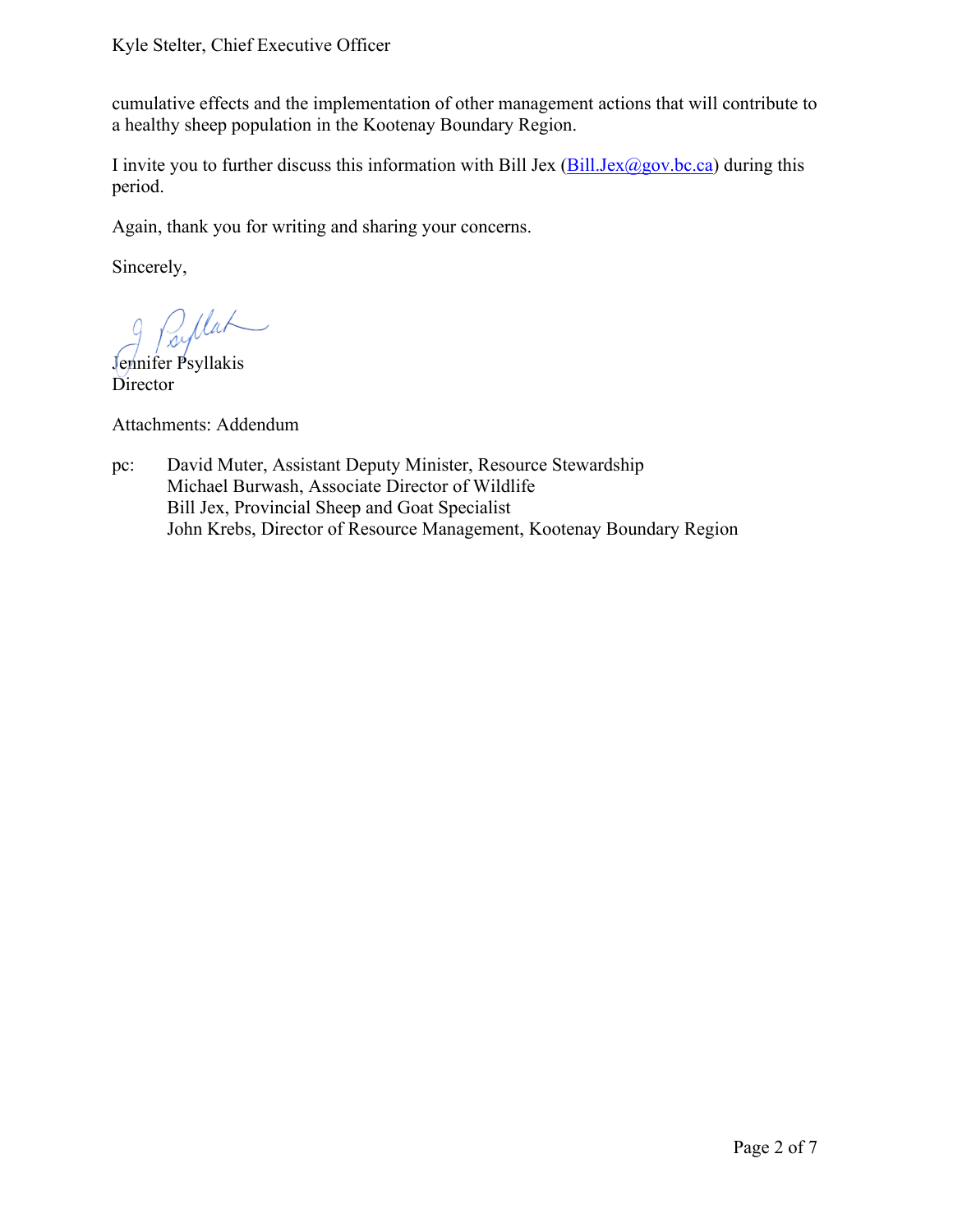cumulative effects and the implementation of other management actions that will contribute to a healthy sheep population in the Kootenay Boundary Region.

I invite you to further discuss this information with Bill Jex (Bill.Jex@gov.bc.ca) during this period.

Again, thank you for writing and sharing your concerns.

Sincerely,

Jennifer Psyllakis
Director

Attachments: Addendum

pc: David Muter, Assistant Deputy Minister, Resource Stewardship
Michael Burwash, Associate Director of Wildlife
Bill Jex, Provincial Sheep and Goat Specialist
John Krebs, Director of Resource Management, Kootenay Boundary Region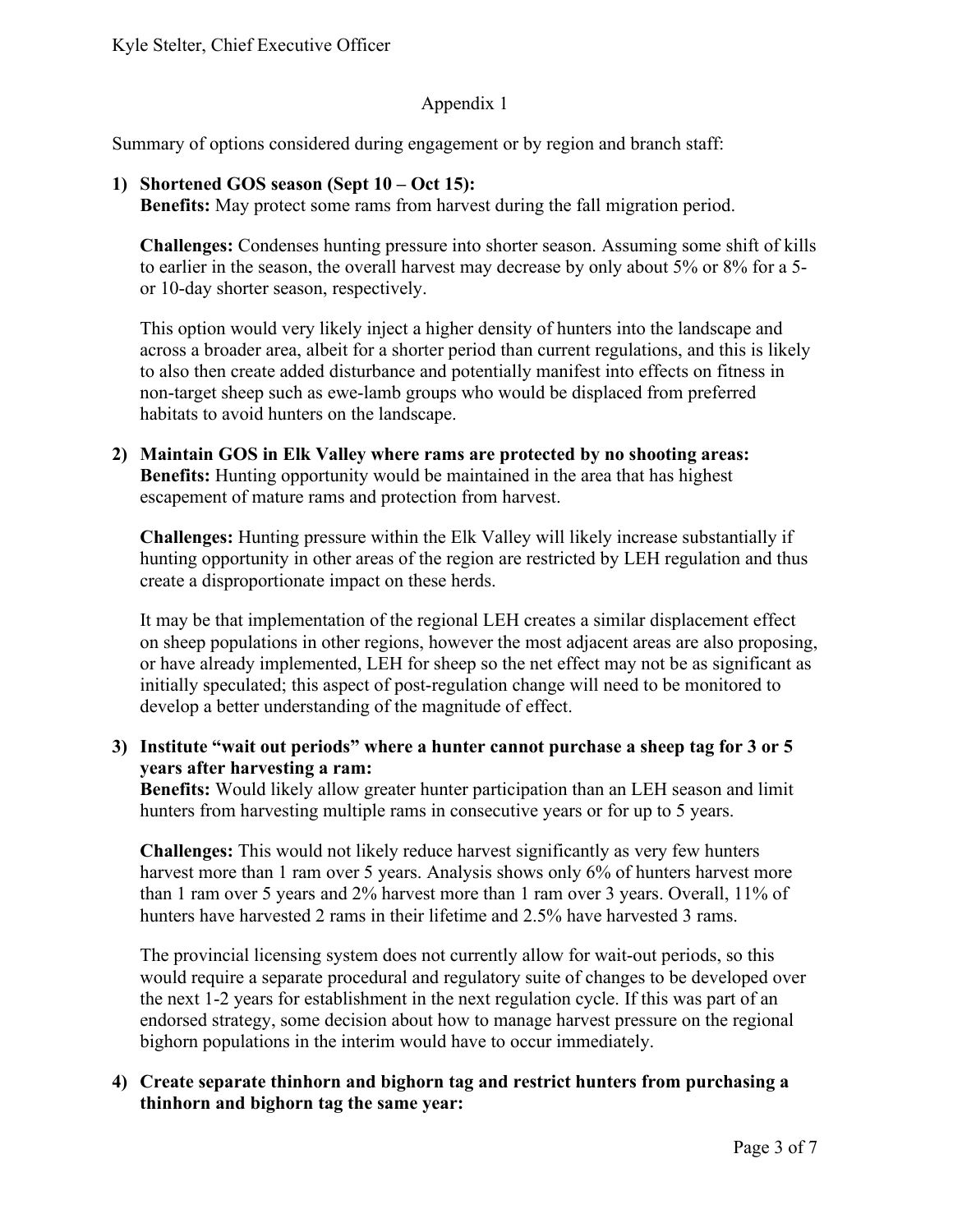## Appendix 1

Summary of options considered during engagement or by region and branch staff:

1) **Shortened GOS season (Sept 10 – Oct 15):**
   **Benefits:** May protect some rams from harvest during the fall migration period.

   **Challenges:** Condenses hunting pressure into shorter season. Assuming some shift of kills to earlier in the season, the overall harvest may decrease by only about 5% or 8% for a 5- or 10-day shorter season, respectively.

   This option would very likely inject a higher density of hunters into the landscape and across a broader area, albeit for a shorter period than current regulations, and this is likely to also then create added disturbance and potentially manifest into effects on fitness in non-target sheep such as ewe-lamb groups who would be displaced from preferred habitats to avoid hunters on the landscape.

2) **Maintain GOS in Elk Valley where rams are protected by no shooting areas:**
   **Benefits:** Hunting opportunity would be maintained in the area that has highest escapement of mature rams and protection from harvest.

   **Challenges:** Hunting pressure within the Elk Valley will likely increase substantially if hunting opportunity in other areas of the region are restricted by LEH regulation and thus create a disproportionate impact on these herds.

   It may be that implementation of the regional LEH creates a similar displacement effect on sheep populations in other regions, however the most adjacent areas are also proposing, or have already implemented, LEH for sheep so the net effect may not be as significant as initially speculated; this aspect of post-regulation change will need to be monitored to develop a better understanding of the magnitude of effect.

3) **Institute "wait out periods" where a hunter cannot purchase a sheep tag for 3 or 5 years after harvesting a ram:**
   **Benefits:** Would likely allow greater hunter participation than an LEH season and limit hunters from harvesting multiple rams in consecutive years or for up to 5 years.

   **Challenges:** This would not likely reduce harvest significantly as very few hunters harvest more than 1 ram over 5 years. Analysis shows only 6% of hunters harvest more than 1 ram over 5 years and 2% harvest more than 1 ram over 3 years. Overall, 11% of hunters have harvested 2 rams in their lifetime and 2.5% have harvested 3 rams.

   The provincial licensing system does not currently allow for wait-out periods, so this would require a separate procedural and regulatory suite of changes to be developed over the next 1-2 years for establishment in the next regulation cycle. If this was part of an endorsed strategy, some decision about how to manage harvest pressure on the regional bighorn populations in the interim would have to occur immediately.

4) **Create separate thinhorn and bighorn tag and restrict hunters from purchasing a thinhorn and bighorn tag the same year:**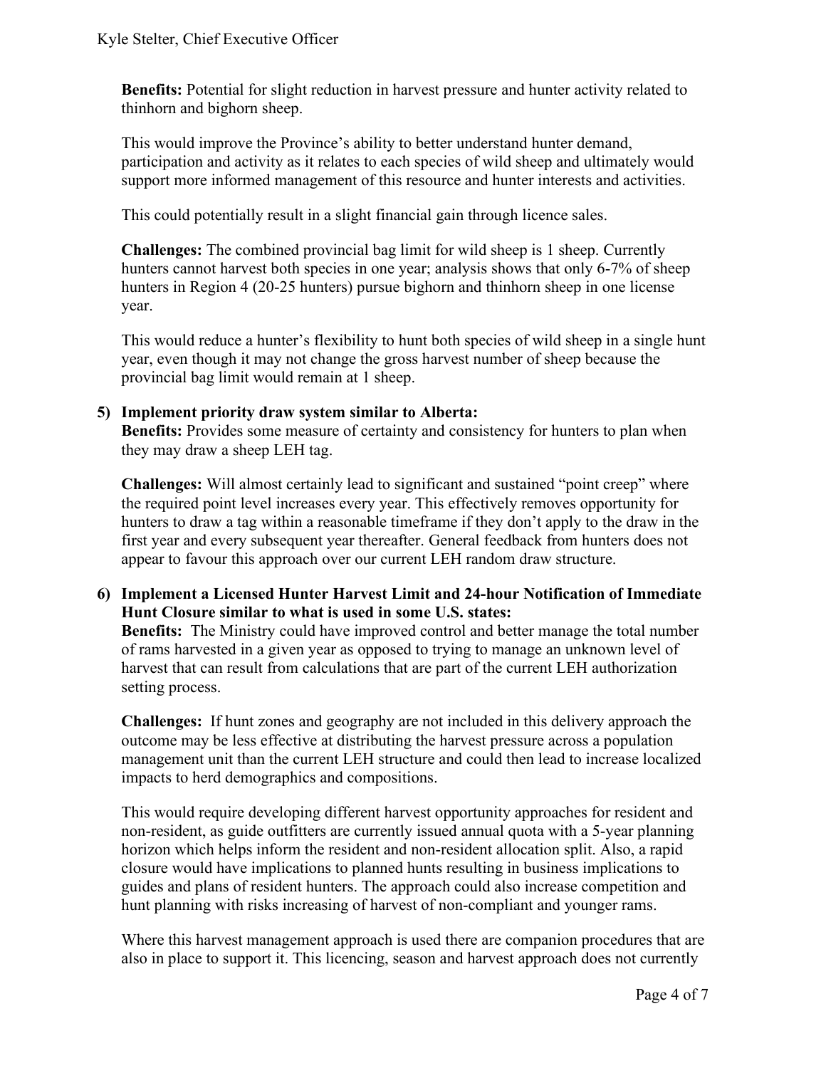**Benefits:** Potential for slight reduction in harvest pressure and hunter activity related to thinhorn and bighorn sheep.

This would improve the Province's ability to better understand hunter demand, participation and activity as it relates to each species of wild sheep and ultimately would support more informed management of this resource and hunter interests and activities.

This could potentially result in a slight financial gain through licence sales.

**Challenges:** The combined provincial bag limit for wild sheep is 1 sheep. Currently hunters cannot harvest both species in one year; analysis shows that only 6-7% of sheep hunters in Region 4 (20-25 hunters) pursue bighorn and thinhorn sheep in one license year.

This would reduce a hunter's flexibility to hunt both species of wild sheep in a single hunt year, even though it may not change the gross harvest number of sheep because the provincial bag limit would remain at 1 sheep.

**5) Implement priority draw system similar to Alberta:**

**Benefits:** Provides some measure of certainty and consistency for hunters to plan when they may draw a sheep LEH tag.

**Challenges:** Will almost certainly lead to significant and sustained "point creep" where the required point level increases every year. This effectively removes opportunity for hunters to draw a tag within a reasonable timeframe if they don't apply to the draw in the first year and every subsequent year thereafter. General feedback from hunters does not appear to favour this approach over our current LEH random draw structure.

**6) Implement a Licensed Hunter Harvest Limit and 24-hour Notification of Immediate Hunt Closure similar to what is used in some U.S. states:**

**Benefits:** The Ministry could have improved control and better manage the total number of rams harvested in a given year as opposed to trying to manage an unknown level of harvest that can result from calculations that are part of the current LEH authorization setting process.

**Challenges:** If hunt zones and geography are not included in this delivery approach the outcome may be less effective at distributing the harvest pressure across a population management unit than the current LEH structure and could then lead to increase localized impacts to herd demographics and compositions.

This would require developing different harvest opportunity approaches for resident and non-resident, as guide outfitters are currently issued annual quota with a 5-year planning horizon which helps inform the resident and non-resident allocation split. Also, a rapid closure would have implications to planned hunts resulting in business implications to guides and plans of resident hunters. The approach could also increase competition and hunt planning with risks increasing of harvest of non-compliant and younger rams.

Where this harvest management approach is used there are companion procedures that are also in place to support it. This licencing, season and harvest approach does not currently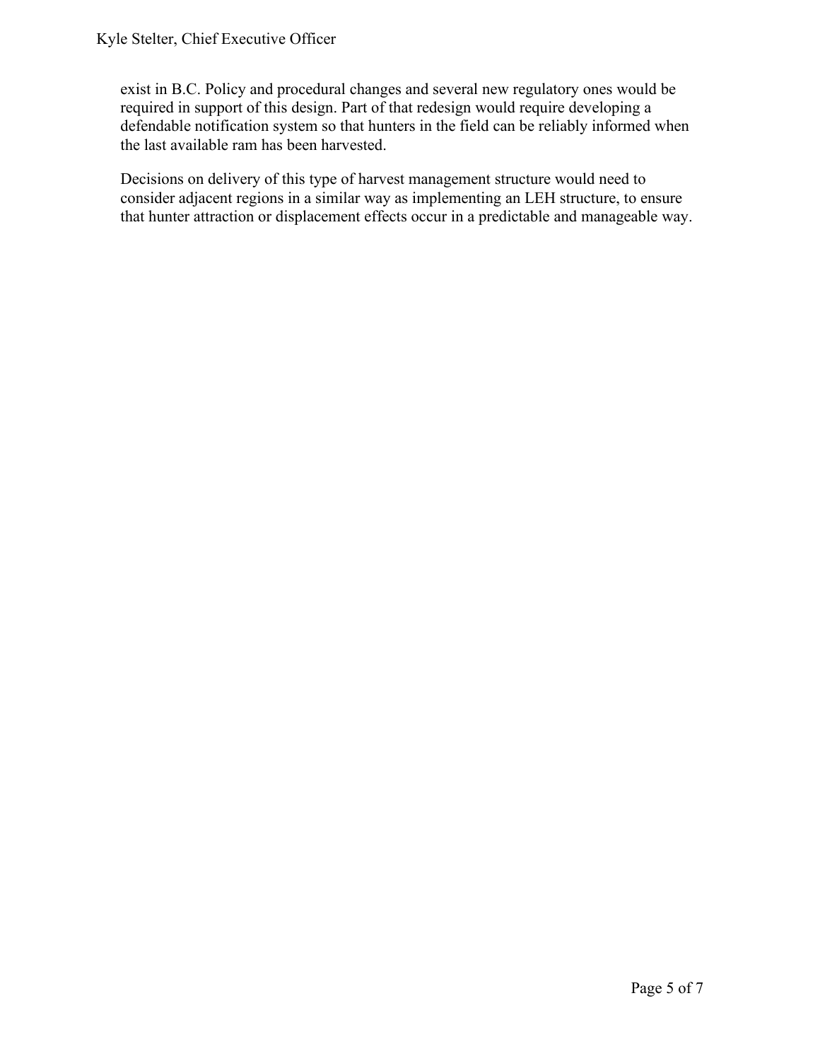exist in B.C. Policy and procedural changes and several new regulatory ones would be required in support of this design. Part of that redesign would require developing a defendable notification system so that hunters in the field can be reliably informed when the last available ram has been harvested.

Decisions on delivery of this type of harvest management structure would need to consider adjacent regions in a similar way as implementing an LEH structure, to ensure that hunter attraction or displacement effects occur in a predictable and manageable way.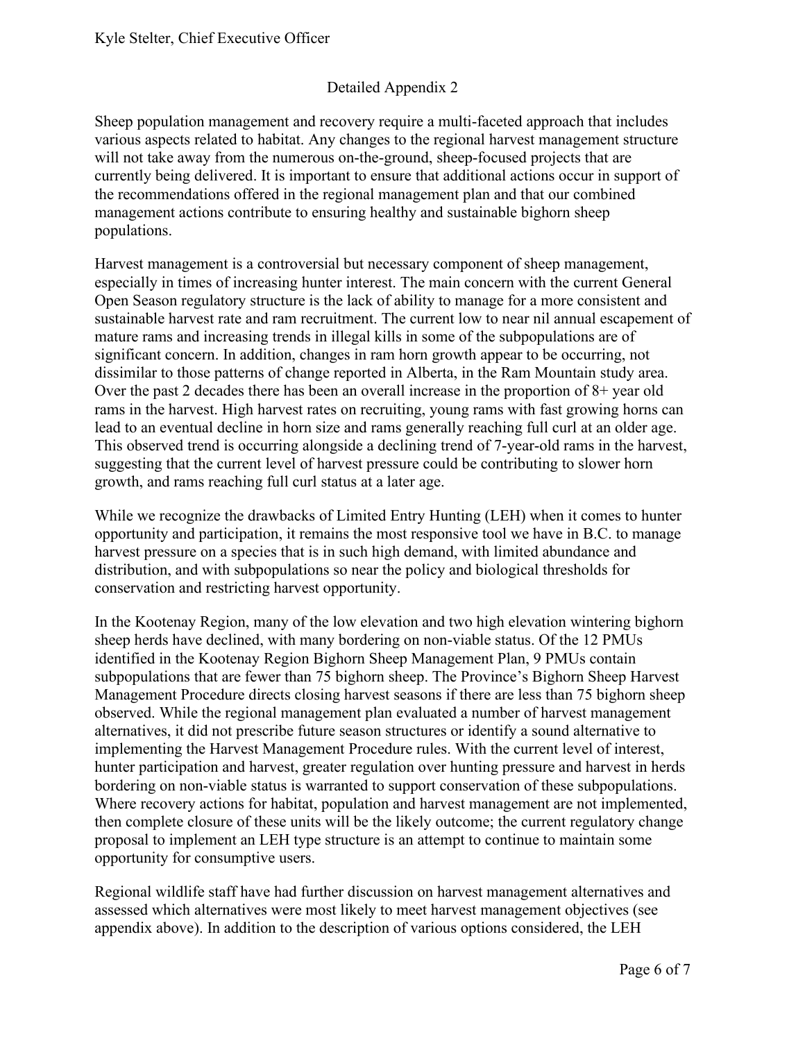## Detailed Appendix 2

Sheep population management and recovery require a multi-faceted approach that includes various aspects related to habitat. Any changes to the regional harvest management structure will not take away from the numerous on-the-ground, sheep-focused projects that are currently being delivered. It is important to ensure that additional actions occur in support of the recommendations offered in the regional management plan and that our combined management actions contribute to ensuring healthy and sustainable bighorn sheep populations.

Harvest management is a controversial but necessary component of sheep management, especially in times of increasing hunter interest. The main concern with the current General Open Season regulatory structure is the lack of ability to manage for a more consistent and sustainable harvest rate and ram recruitment. The current low to near nil annual escapement of mature rams and increasing trends in illegal kills in some of the subpopulations are of significant concern. In addition, changes in ram horn growth appear to be occurring, not dissimilar to those patterns of change reported in Alberta, in the Ram Mountain study area. Over the past 2 decades there has been an overall increase in the proportion of 8+ year old rams in the harvest. High harvest rates on recruiting, young rams with fast growing horns can lead to an eventual decline in horn size and rams generally reaching full curl at an older age. This observed trend is occurring alongside a declining trend of 7-year-old rams in the harvest, suggesting that the current level of harvest pressure could be contributing to slower horn growth, and rams reaching full curl status at a later age.

While we recognize the drawbacks of Limited Entry Hunting (LEH) when it comes to hunter opportunity and participation, it remains the most responsive tool we have in B.C. to manage harvest pressure on a species that is in such high demand, with limited abundance and distribution, and with subpopulations so near the policy and biological thresholds for conservation and restricting harvest opportunity.

In the Kootenay Region, many of the low elevation and two high elevation wintering bighorn sheep herds have declined, with many bordering on non-viable status. Of the 12 PMUs identified in the Kootenay Region Bighorn Sheep Management Plan, 9 PMUs contain subpopulations that are fewer than 75 bighorn sheep. The Province's Bighorn Sheep Harvest Management Procedure directs closing harvest seasons if there are less than 75 bighorn sheep observed. While the regional management plan evaluated a number of harvest management alternatives, it did not prescribe future season structures or identify a sound alternative to implementing the Harvest Management Procedure rules. With the current level of interest, hunter participation and harvest, greater regulation over hunting pressure and harvest in herds bordering on non-viable status is warranted to support conservation of these subpopulations. Where recovery actions for habitat, population and harvest management are not implemented, then complete closure of these units will be the likely outcome; the current regulatory change proposal to implement an LEH type structure is an attempt to continue to maintain some opportunity for consumptive users.

Regional wildlife staff have had further discussion on harvest management alternatives and assessed which alternatives were most likely to meet harvest management objectives (see appendix above). In addition to the description of various options considered, the LEH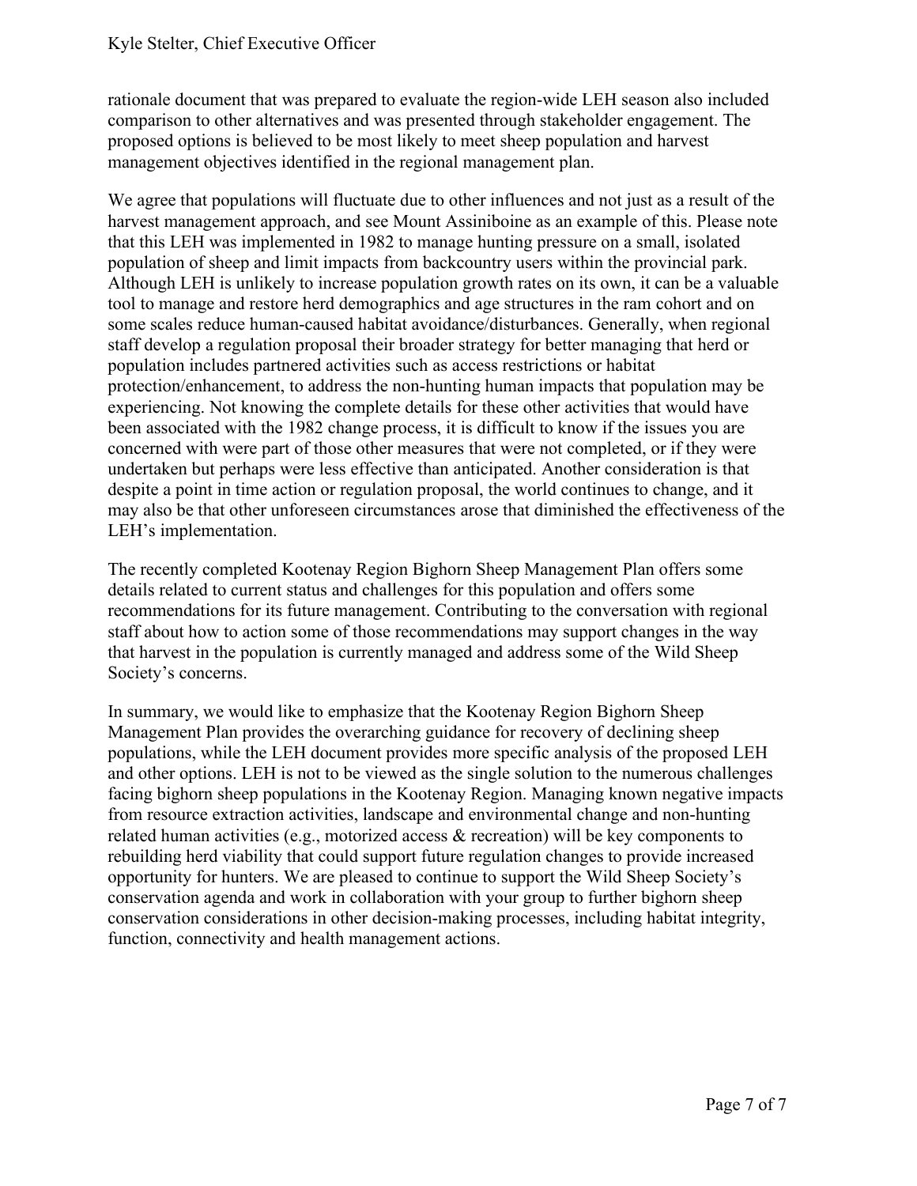rationale document that was prepared to evaluate the region-wide LEH season also included comparison to other alternatives and was presented through stakeholder engagement. The proposed options is believed to be most likely to meet sheep population and harvest management objectives identified in the regional management plan.

We agree that populations will fluctuate due to other influences and not just as a result of the harvest management approach, and see Mount Assiniboine as an example of this. Please note that this LEH was implemented in 1982 to manage hunting pressure on a small, isolated population of sheep and limit impacts from backcountry users within the provincial park. Although LEH is unlikely to increase population growth rates on its own, it can be a valuable tool to manage and restore herd demographics and age structures in the ram cohort and on some scales reduce human-caused habitat avoidance/disturbances. Generally, when regional staff develop a regulation proposal their broader strategy for better managing that herd or population includes partnered activities such as access restrictions or habitat protection/enhancement, to address the non-hunting human impacts that population may be experiencing. Not knowing the complete details for these other activities that would have been associated with the 1982 change process, it is difficult to know if the issues you are concerned with were part of those other measures that were not completed, or if they were undertaken but perhaps were less effective than anticipated. Another consideration is that despite a point in time action or regulation proposal, the world continues to change, and it may also be that other unforeseen circumstances arose that diminished the effectiveness of the LEH's implementation.

The recently completed Kootenay Region Bighorn Sheep Management Plan offers some details related to current status and challenges for this population and offers some recommendations for its future management. Contributing to the conversation with regional staff about how to action some of those recommendations may support changes in the way that harvest in the population is currently managed and address some of the Wild Sheep Society's concerns.

In summary, we would like to emphasize that the Kootenay Region Bighorn Sheep Management Plan provides the overarching guidance for recovery of declining sheep populations, while the LEH document provides more specific analysis of the proposed LEH and other options. LEH is not to be viewed as the single solution to the numerous challenges facing bighorn sheep populations in the Kootenay Region. Managing known negative impacts from resource extraction activities, landscape and environmental change and non-hunting related human activities (e.g., motorized access & recreation) will be key components to rebuilding herd viability that could support future regulation changes to provide increased opportunity for hunters. We are pleased to continue to support the Wild Sheep Society's conservation agenda and work in collaboration with your group to further bighorn sheep conservation considerations in other decision-making processes, including habitat integrity, function, connectivity and health management actions.